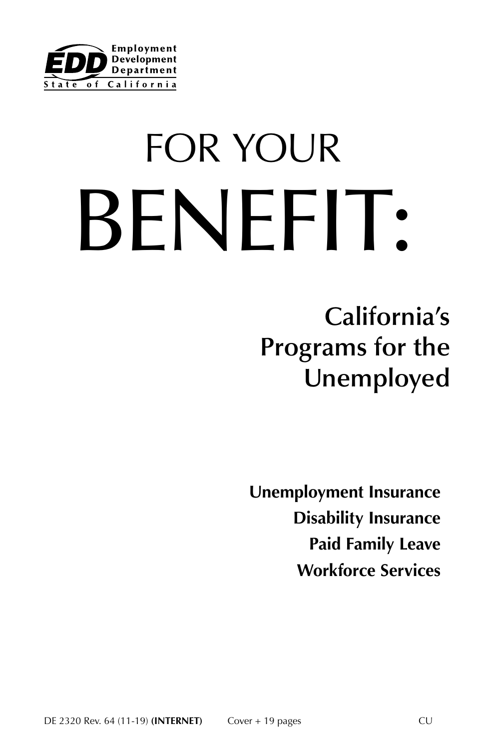Employment Development Department
State of California

# FOR YOUR BENEFIT:

## California's Programs for the Unemployed

**Unemployment Insurance**
**Disability Insurance**
**Paid Family Leave**
**Workforce Services**

DE 2320 Rev. 64 (11-19) **(INTERNET)** Cover + 19 pages CU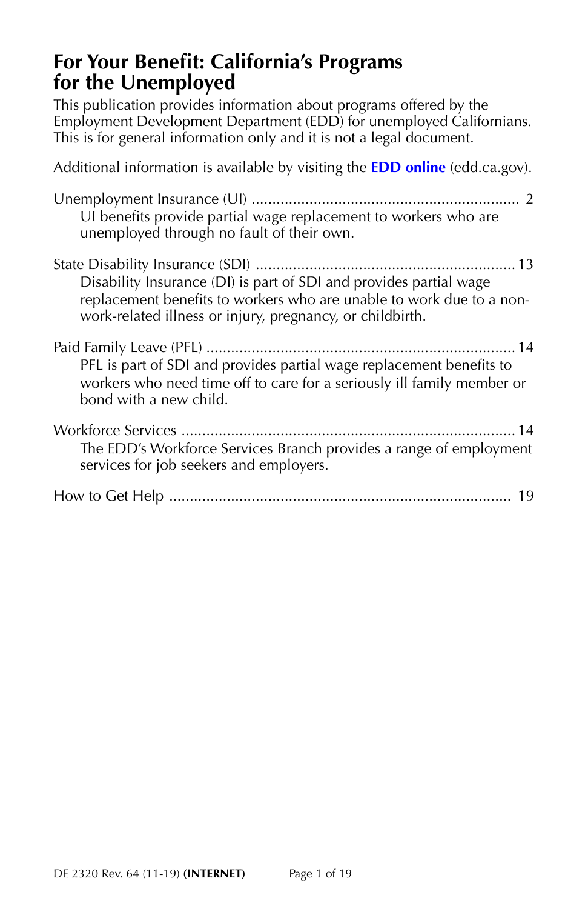# For Your Benefit: California's Programs for the Unemployed

This publication provides information about programs offered by the Employment Development Department (EDD) for unemployed Californians. This is for general information only and it is not a legal document.

Additional information is available by visiting the **EDD online** (edd.ca.gov).

Unemployment Insurance (UI) ................................................................ 2

UI benefits provide partial wage replacement to workers who are unemployed through no fault of their own.

State Disability Insurance (SDI) .............................................................. 13

Disability Insurance (DI) is part of SDI and provides partial wage replacement benefits to workers who are unable to work due to a non-work-related illness or injury, pregnancy, or childbirth.

Paid Family Leave (PFL) .......................................................................... 14

PFL is part of SDI and provides partial wage replacement benefits to workers who need time off to care for a seriously ill family member or bond with a new child.

Workforce Services ................................................................................ 14

The EDD's Workforce Services Branch provides a range of employment services for job seekers and employers.

How to Get Help .................................................................................. 19

DE 2320 Rev. 64 (11-19) **(INTERNET)**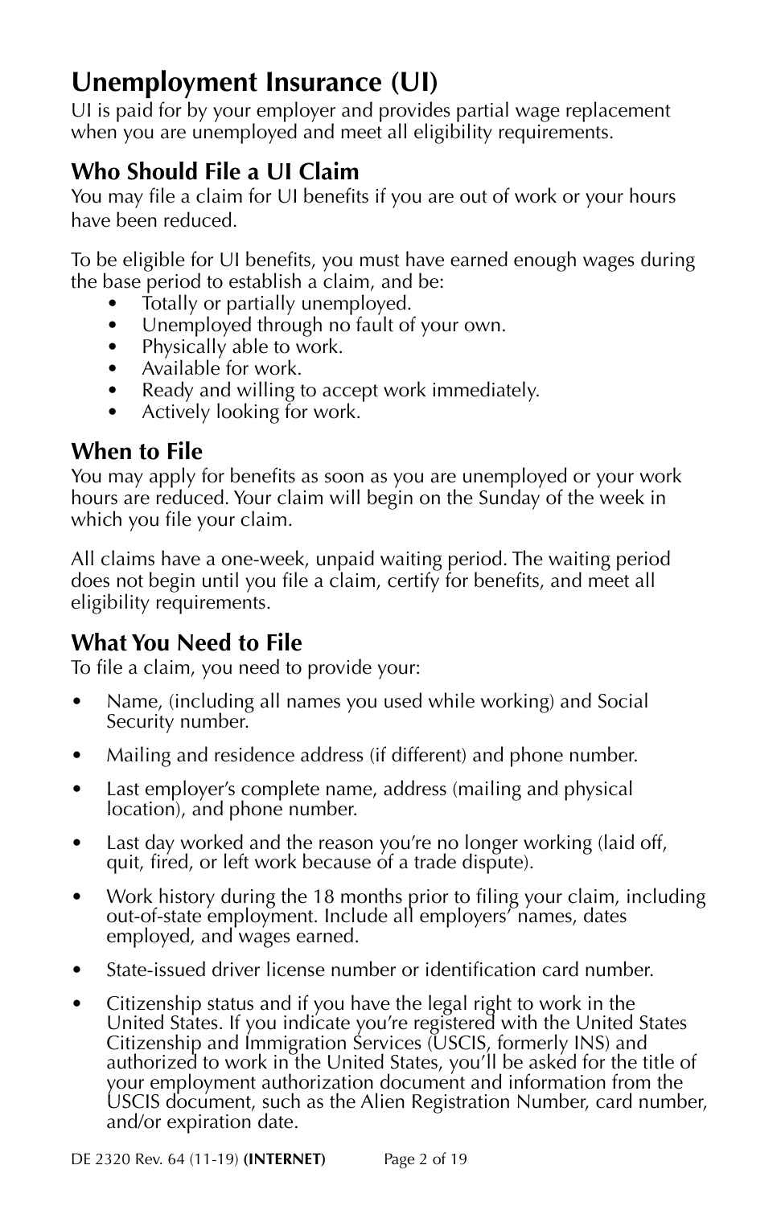# Unemployment Insurance (UI)

UI is paid for by your employer and provides partial wage replacement when you are unemployed and meet all eligibility requirements.

## Who Should File a UI Claim

You may file a claim for UI benefits if you are out of work or your hours have been reduced.

To be eligible for UI benefits, you must have earned enough wages during the base period to establish a claim, and be:

- Totally or partially unemployed.
- Unemployed through no fault of your own.
- Physically able to work.
- Available for work.
- Ready and willing to accept work immediately.
- Actively looking for work.

## When to File

You may apply for benefits as soon as you are unemployed or your work hours are reduced. Your claim will begin on the Sunday of the week in which you file your claim.

All claims have a one-week, unpaid waiting period. The waiting period does not begin until you file a claim, certify for benefits, and meet all eligibility requirements.

## What You Need to File

To file a claim, you need to provide your:

- Name, (including all names you used while working) and Social Security number.
- Mailing and residence address (if different) and phone number.
- Last employer's complete name, address (mailing and physical location), and phone number.
- Last day worked and the reason you're no longer working (laid off, quit, fired, or left work because of a trade dispute).
- Work history during the 18 months prior to filing your claim, including out-of-state employment. Include all employers' names, dates employed, and wages earned.
- State-issued driver license number or identification card number.
- Citizenship status and if you have the legal right to work in the United States. If you indicate you're registered with the United States Citizenship and Immigration Services (USCIS, formerly INS) and authorized to work in the United States, you'll be asked for the title of your employment authorization document and information from the USCIS document, such as the Alien Registration Number, card number, and/or expiration date.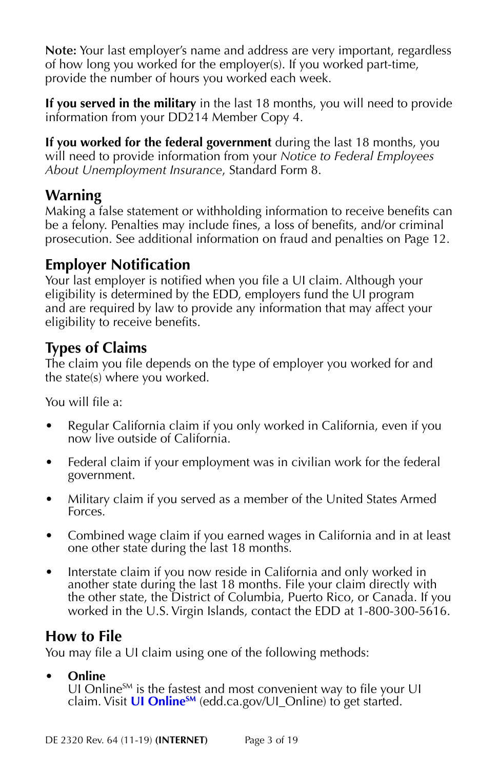**Note:** Your last employer's name and address are very important, regardless of how long you worked for the employer(s). If you worked part-time, provide the number of hours you worked each week.

**If you served in the military** in the last 18 months, you will need to provide information from your DD214 Member Copy 4.

**If you worked for the federal government** during the last 18 months, you will need to provide information from your *Notice to Federal Employees About Unemployment Insurance*, Standard Form 8.

## Warning

Making a false statement or withholding information to receive benefits can be a felony. Penalties may include fines, a loss of benefits, and/or criminal prosecution. See additional information on fraud and penalties on Page 12.

## Employer Notification

Your last employer is notified when you file a UI claim. Although your eligibility is determined by the EDD, employers fund the UI program and are required by law to provide any information that may affect your eligibility to receive benefits.

## Types of Claims

The claim you file depends on the type of employer you worked for and the state(s) where you worked.

You will file a:

- Regular California claim if you only worked in California, even if you now live outside of California.
- Federal claim if your employment was in civilian work for the federal government.
- Military claim if you served as a member of the United States Armed Forces.
- Combined wage claim if you earned wages in California and in at least one other state during the last 18 months.
- Interstate claim if you now reside in California and only worked in another state during the last 18 months. File your claim directly with the other state, the District of Columbia, Puerto Rico, or Canada. If you worked in the U.S. Virgin Islands, contact the EDD at 1-800-300-5616.

## How to File

You may file a UI claim using one of the following methods:

- **Online**
  UI Online℠ is the fastest and most convenient way to file your UI claim. Visit **UI Online℠** (edd.ca.gov/UI_Online) to get started.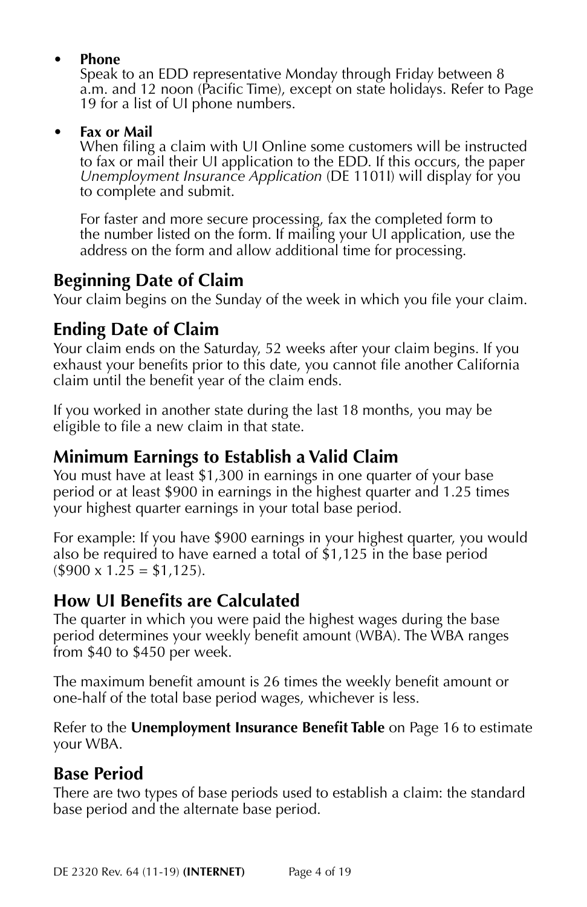- **Phone**
  Speak to an EDD representative Monday through Friday between 8 a.m. and 12 noon (Pacific Time), except on state holidays. Refer to Page 19 for a list of UI phone numbers.

- **Fax or Mail**
  When filing a claim with UI Online some customers will be instructed to fax or mail their UI application to the EDD. If this occurs, the paper *Unemployment Insurance Application* (DE 1101I) will display for you to complete and submit.

  For faster and more secure processing, fax the completed form to the number listed on the form. If mailing your UI application, use the address on the form and allow additional time for processing.

## Beginning Date of Claim

Your claim begins on the Sunday of the week in which you file your claim.

## Ending Date of Claim

Your claim ends on the Saturday, 52 weeks after your claim begins. If you exhaust your benefits prior to this date, you cannot file another California claim until the benefit year of the claim ends.

If you worked in another state during the last 18 months, you may be eligible to file a new claim in that state.

## Minimum Earnings to Establish a Valid Claim

You must have at least $1,300 in earnings in one quarter of your base period or at least $900 in earnings in the highest quarter and 1.25 times your highest quarter earnings in your total base period.

For example: If you have $900 earnings in your highest quarter, you would also be required to have earned a total of $1,125 in the base period ($900 x 1.25 = $1,125).

## How UI Benefits are Calculated

The quarter in which you were paid the highest wages during the base period determines your weekly benefit amount (WBA). The WBA ranges from $40 to $450 per week.

The maximum benefit amount is 26 times the weekly benefit amount or one-half of the total base period wages, whichever is less.

Refer to the **Unemployment Insurance Benefit Table** on Page 16 to estimate your WBA.

## Base Period

There are two types of base periods used to establish a claim: the standard base period and the alternate base period.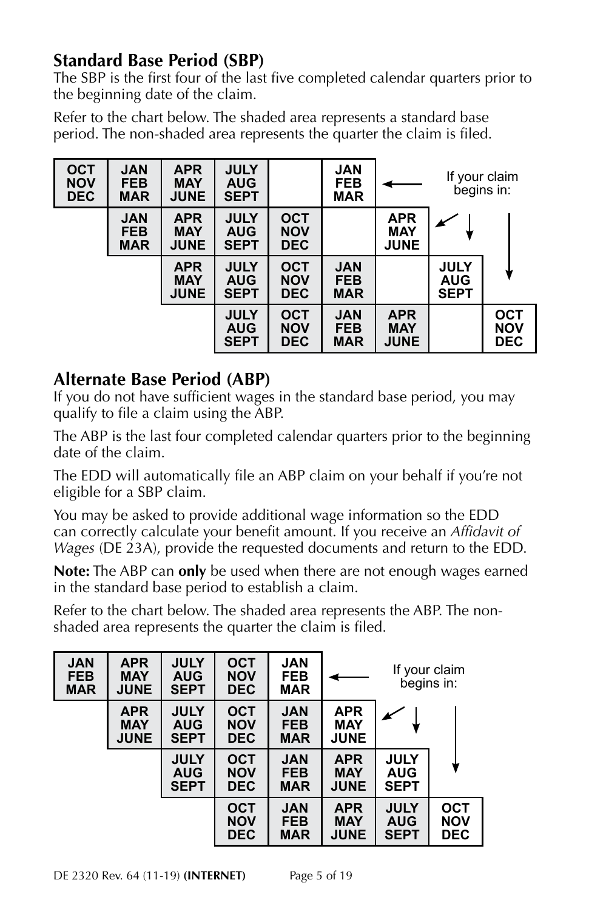## Standard Base Period (SBP)

The SBP is the first four of the last five completed calendar quarters prior to the beginning date of the claim.

Refer to the chart below. The shaded area represents a standard base period. The non-shaded area represents the quarter the claim is filed.

| | | | | | | | | |
|---|---|---|---|---|---|---|---|---|
| OCT NOV DEC | JAN FEB MAR | APR MAY JUNE | JULY AUG SEPT | | JAN FEB MAR | ← If your claim begins in: | | |
| | JAN FEB MAR | APR MAY JUNE | JULY AUG SEPT | OCT NOV DEC | | APR MAY JUNE | | |
| | | APR MAY JUNE | JULY AUG SEPT | OCT NOV DEC | JAN FEB MAR | | JULY AUG SEPT | |
| | | | JULY AUG SEPT | OCT NOV DEC | JAN FEB MAR | APR MAY JUNE | | OCT NOV DEC |

## Alternate Base Period (ABP)

If you do not have sufficient wages in the standard base period, you may qualify to file a claim using the ABP.

The ABP is the last four completed calendar quarters prior to the beginning date of the claim.

The EDD will automatically file an ABP claim on your behalf if you're not eligible for a SBP claim.

You may be asked to provide additional wage information so the EDD can correctly calculate your benefit amount. If you receive an *Affidavit of Wages* (DE 23A), provide the requested documents and return to the EDD.

**Note:** The ABP can **only** be used when there are not enough wages earned in the standard base period to establish a claim.

Refer to the chart below. The shaded area represents the ABP. The non-shaded area represents the quarter the claim is filed.

| | | | | | | | |
|---|---|---|---|---|---|---|---|
| JAN FEB MAR | APR MAY JUNE | JULY AUG SEPT | OCT NOV DEC | JAN FEB MAR | ← If your claim begins in: | | |
| | APR MAY JUNE | JULY AUG SEPT | OCT NOV DEC | JAN FEB MAR | APR MAY JUNE | | |
| | | JULY AUG SEPT | OCT NOV DEC | JAN FEB MAR | APR MAY JUNE | JULY AUG SEPT | |
| | | | OCT NOV DEC | JAN FEB MAR | APR MAY JUNE | JULY AUG SEPT | OCT NOV DEC |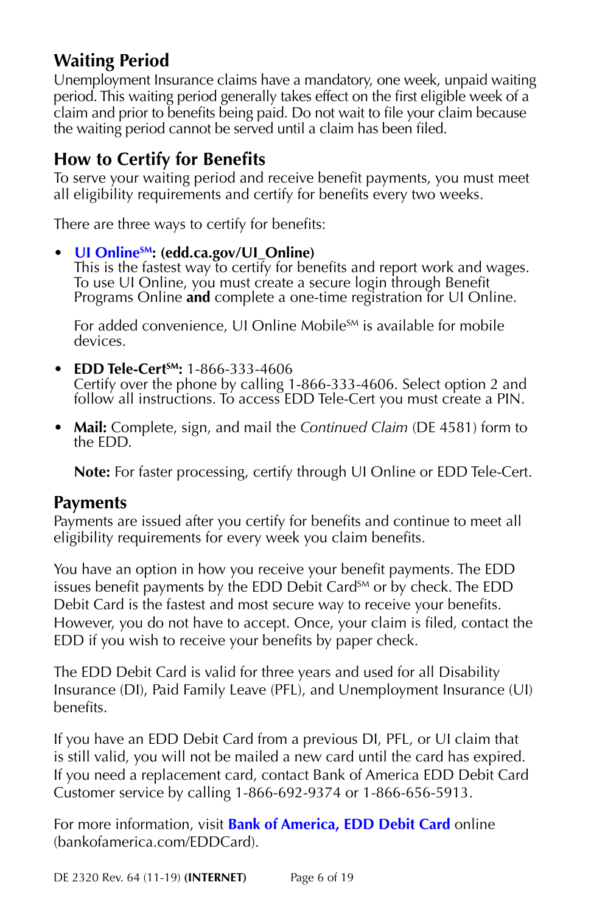## Waiting Period

Unemployment Insurance claims have a mandatory, one week, unpaid waiting period. This waiting period generally takes effect on the first eligible week of a claim and prior to benefits being paid. Do not wait to file your claim because the waiting period cannot be served until a claim has been filed.

## How to Certify for Benefits

To serve your waiting period and receive benefit payments, you must meet all eligibility requirements and certify for benefits every two weeks.

There are three ways to certify for benefits:

- **UI Online℠: (edd.ca.gov/UI_Online)**
  This is the fastest way to certify for benefits and report work and wages. To use UI Online, you must create a secure login through Benefit Programs Online **and** complete a one-time registration for UI Online.

  For added convenience, UI Online Mobile℠ is available for mobile devices.

- **EDD Tele-Cert℠:** 1-866-333-4606
  Certify over the phone by calling 1-866-333-4606. Select option 2 and follow all instructions. To access EDD Tele-Cert you must create a PIN.

- **Mail:** Complete, sign, and mail the *Continued Claim* (DE 4581) form to the EDD.

  **Note:** For faster processing, certify through UI Online or EDD Tele-Cert.

## Payments

Payments are issued after you certify for benefits and continue to meet all eligibility requirements for every week you claim benefits.

You have an option in how you receive your benefit payments. The EDD issues benefit payments by the EDD Debit Card℠ or by check. The EDD Debit Card is the fastest and most secure way to receive your benefits. However, you do not have to accept. Once, your claim is filed, contact the EDD if you wish to receive your benefits by paper check.

The EDD Debit Card is valid for three years and used for all Disability Insurance (DI), Paid Family Leave (PFL), and Unemployment Insurance (UI) benefits.

If you have an EDD Debit Card from a previous DI, PFL, or UI claim that is still valid, you will not be mailed a new card until the card has expired. If you need a replacement card, contact Bank of America EDD Debit Card Customer service by calling 1-866-692-9374 or 1-866-656-5913.

For more information, visit **Bank of America, EDD Debit Card** online (bankofamerica.com/EDDCard).

DE 2320 Rev. 64 (11-19) **(INTERNET)**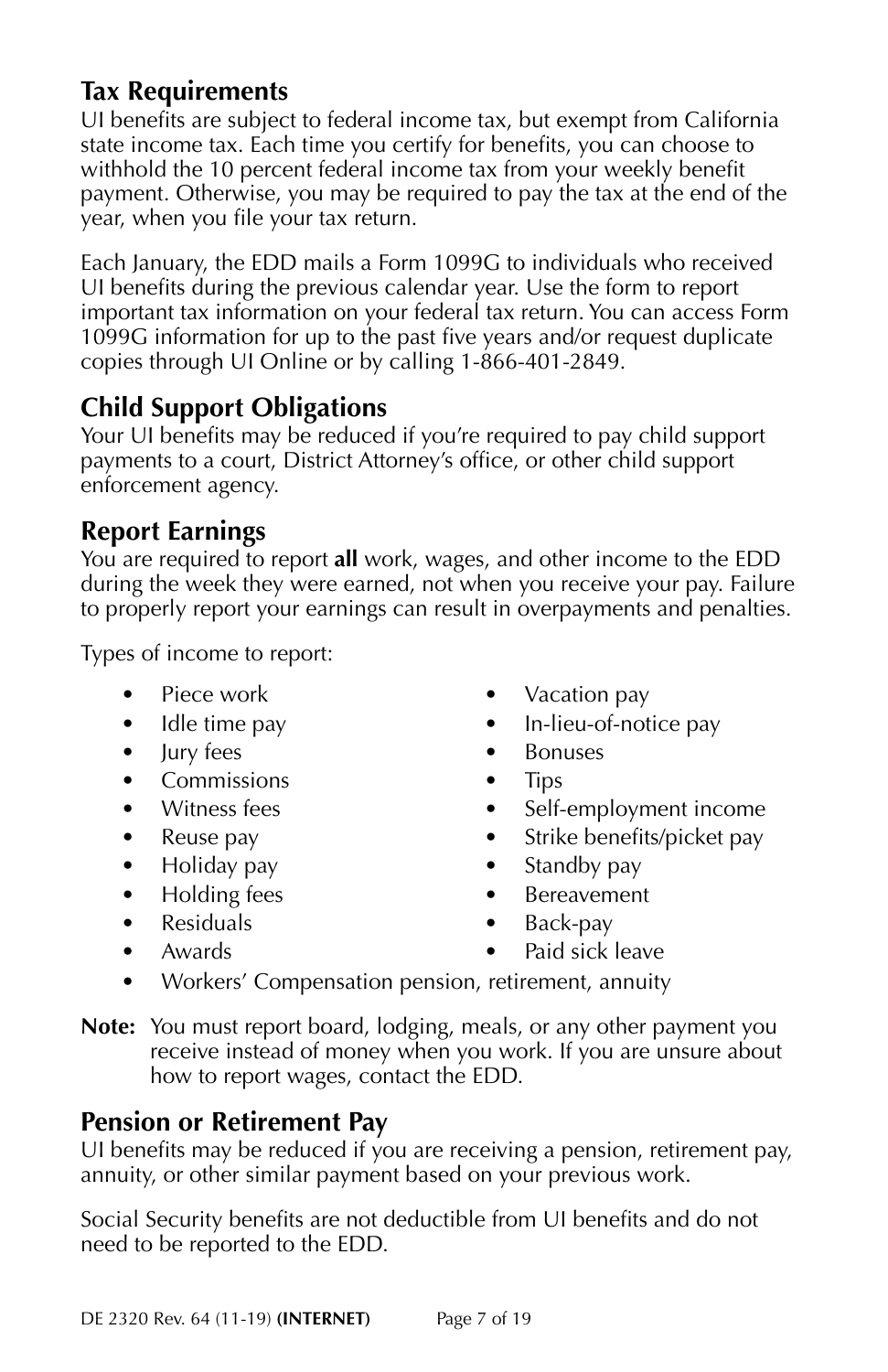## Tax Requirements

UI benefits are subject to federal income tax, but exempt from California state income tax. Each time you certify for benefits, you can choose to withhold the 10 percent federal income tax from your weekly benefit payment. Otherwise, you may be required to pay the tax at the end of the year, when you file your tax return.

Each January, the EDD mails a Form 1099G to individuals who received UI benefits during the previous calendar year. Use the form to report important tax information on your federal tax return. You can access Form 1099G information for up to the past five years and/or request duplicate copies through UI Online or by calling 1-866-401-2849.

## Child Support Obligations

Your UI benefits may be reduced if you're required to pay child support payments to a court, District Attorney's office, or other child support enforcement agency.

## Report Earnings

You are required to report **all** work, wages, and other income to the EDD during the week they were earned, not when you receive your pay. Failure to properly report your earnings can result in overpayments and penalties.

Types of income to report:

- Piece work
- Idle time pay
- Jury fees
- Commissions
- Witness fees
- Reuse pay
- Holiday pay
- Holding fees
- Residuals
- Awards
- Vacation pay
- In-lieu-of-notice pay
- Bonuses
- Tips
- Self-employment income
- Strike benefits/picket pay
- Standby pay
- Bereavement
- Back-pay
- Paid sick leave
- Workers' Compensation pension, retirement, annuity

**Note:** You must report board, lodging, meals, or any other payment you receive instead of money when you work. If you are unsure about how to report wages, contact the EDD.

## Pension or Retirement Pay

UI benefits may be reduced if you are receiving a pension, retirement pay, annuity, or other similar payment based on your previous work.

Social Security benefits are not deductible from UI benefits and do not need to be reported to the EDD.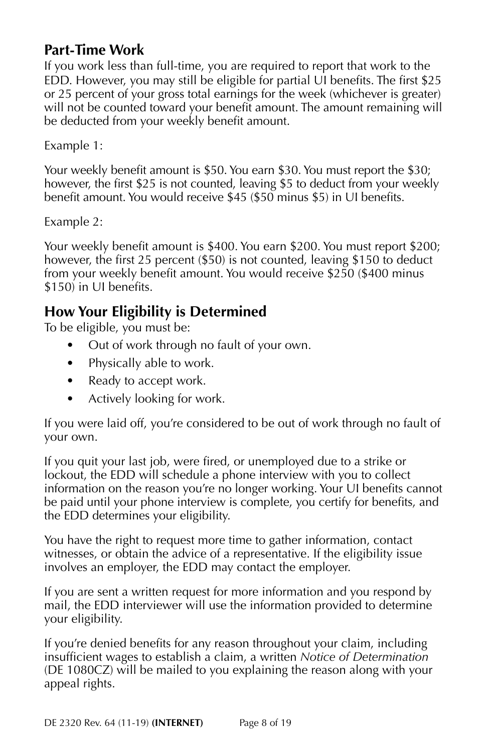## Part-Time Work

If you work less than full-time, you are required to report that work to the EDD. However, you may still be eligible for partial UI benefits. The first $25 or 25 percent of your gross total earnings for the week (whichever is greater) will not be counted toward your benefit amount. The amount remaining will be deducted from your weekly benefit amount.

Example 1:

Your weekly benefit amount is $50. You earn $30. You must report the $30; however, the first $25 is not counted, leaving $5 to deduct from your weekly benefit amount. You would receive $45 ($50 minus $5) in UI benefits.

Example 2:

Your weekly benefit amount is $400. You earn $200. You must report $200; however, the first 25 percent ($50) is not counted, leaving $150 to deduct from your weekly benefit amount. You would receive $250 ($400 minus $150) in UI benefits.

## How Your Eligibility is Determined

To be eligible, you must be:

- Out of work through no fault of your own.
- Physically able to work.
- Ready to accept work.
- Actively looking for work.

If you were laid off, you're considered to be out of work through no fault of your own.

If you quit your last job, were fired, or unemployed due to a strike or lockout, the EDD will schedule a phone interview with you to collect information on the reason you're no longer working. Your UI benefits cannot be paid until your phone interview is complete, you certify for benefits, and the EDD determines your eligibility.

You have the right to request more time to gather information, contact witnesses, or obtain the advice of a representative. If the eligibility issue involves an employer, the EDD may contact the employer.

If you are sent a written request for more information and you respond by mail, the EDD interviewer will use the information provided to determine your eligibility.

If you're denied benefits for any reason throughout your claim, including insufficient wages to establish a claim, a written *Notice of Determination* (DE 1080CZ) will be mailed to you explaining the reason along with your appeal rights.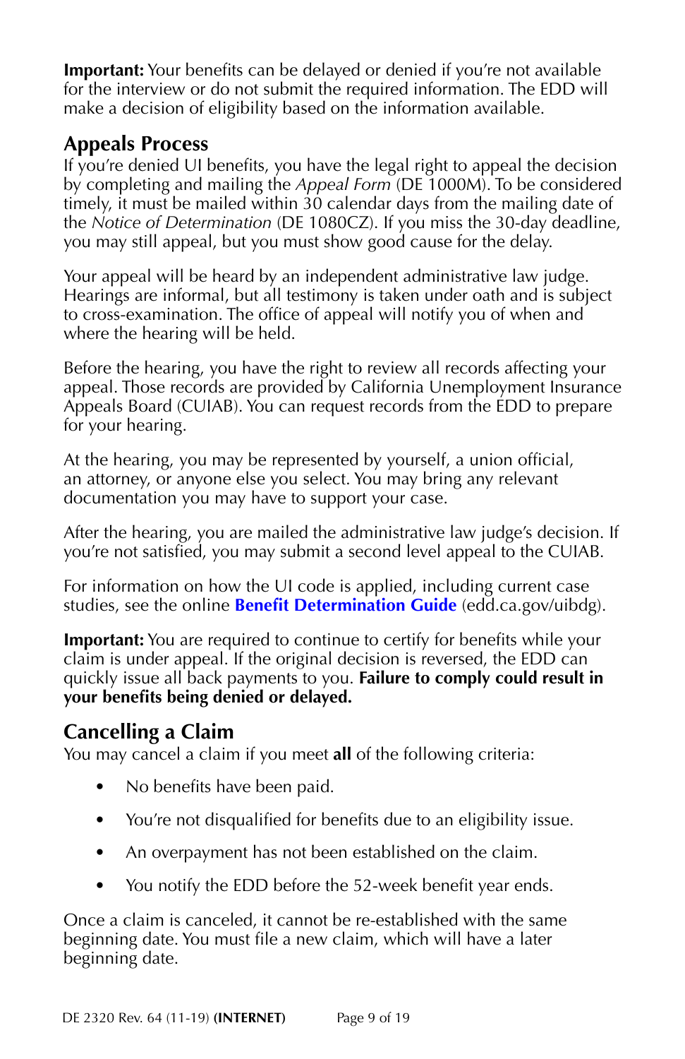**Important:** Your benefits can be delayed or denied if you're not available for the interview or do not submit the required information. The EDD will make a decision of eligibility based on the information available.

## Appeals Process

If you're denied UI benefits, you have the legal right to appeal the decision by completing and mailing the *Appeal Form* (DE 1000M). To be considered timely, it must be mailed within 30 calendar days from the mailing date of the *Notice of Determination* (DE 1080CZ). If you miss the 30-day deadline, you may still appeal, but you must show good cause for the delay.

Your appeal will be heard by an independent administrative law judge. Hearings are informal, but all testimony is taken under oath and is subject to cross-examination. The office of appeal will notify you of when and where the hearing will be held.

Before the hearing, you have the right to review all records affecting your appeal. Those records are provided by California Unemployment Insurance Appeals Board (CUIAB). You can request records from the EDD to prepare for your hearing.

At the hearing, you may be represented by yourself, a union official, an attorney, or anyone else you select. You may bring any relevant documentation you may have to support your case.

After the hearing, you are mailed the administrative law judge's decision. If you're not satisfied, you may submit a second level appeal to the CUIAB.

For information on how the UI code is applied, including current case studies, see the online **Benefit Determination Guide** (edd.ca.gov/uibdg).

**Important:** You are required to continue to certify for benefits while your claim is under appeal. If the original decision is reversed, the EDD can quickly issue all back payments to you. **Failure to comply could result in your benefits being denied or delayed.**

## Cancelling a Claim

You may cancel a claim if you meet **all** of the following criteria:

- No benefits have been paid.
- You're not disqualified for benefits due to an eligibility issue.
- An overpayment has not been established on the claim.
- You notify the EDD before the 52-week benefit year ends.

Once a claim is canceled, it cannot be re-established with the same beginning date. You must file a new claim, which will have a later beginning date.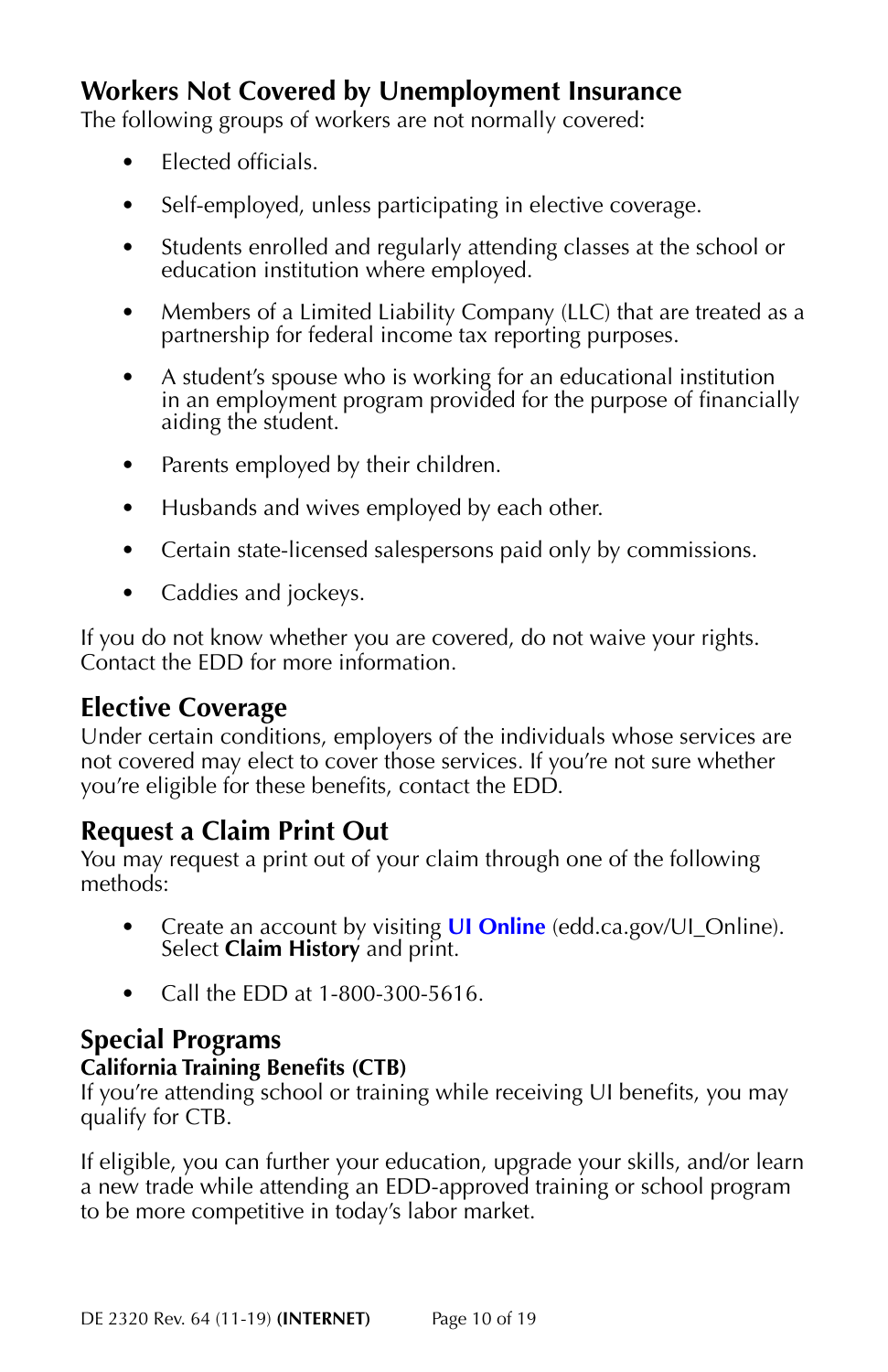## Workers Not Covered by Unemployment Insurance

The following groups of workers are not normally covered:

- Elected officials.
- Self-employed, unless participating in elective coverage.
- Students enrolled and regularly attending classes at the school or education institution where employed.
- Members of a Limited Liability Company (LLC) that are treated as a partnership for federal income tax reporting purposes.
- A student's spouse who is working for an educational institution in an employment program provided for the purpose of financially aiding the student.
- Parents employed by their children.
- Husbands and wives employed by each other.
- Certain state-licensed salespersons paid only by commissions.
- Caddies and jockeys.

If you do not know whether you are covered, do not waive your rights. Contact the EDD for more information.

## Elective Coverage

Under certain conditions, employers of the individuals whose services are not covered may elect to cover those services. If you're not sure whether you're eligible for these benefits, contact the EDD.

## Request a Claim Print Out

You may request a print out of your claim through one of the following methods:

- Create an account by visiting **UI Online** (edd.ca.gov/UI_Online). Select **Claim History** and print.
- Call the EDD at 1-800-300-5616.

## Special Programs

### California Training Benefits (CTB)

If you're attending school or training while receiving UI benefits, you may qualify for CTB.

If eligible, you can further your education, upgrade your skills, and/or learn a new trade while attending an EDD-approved training or school program to be more competitive in today's labor market.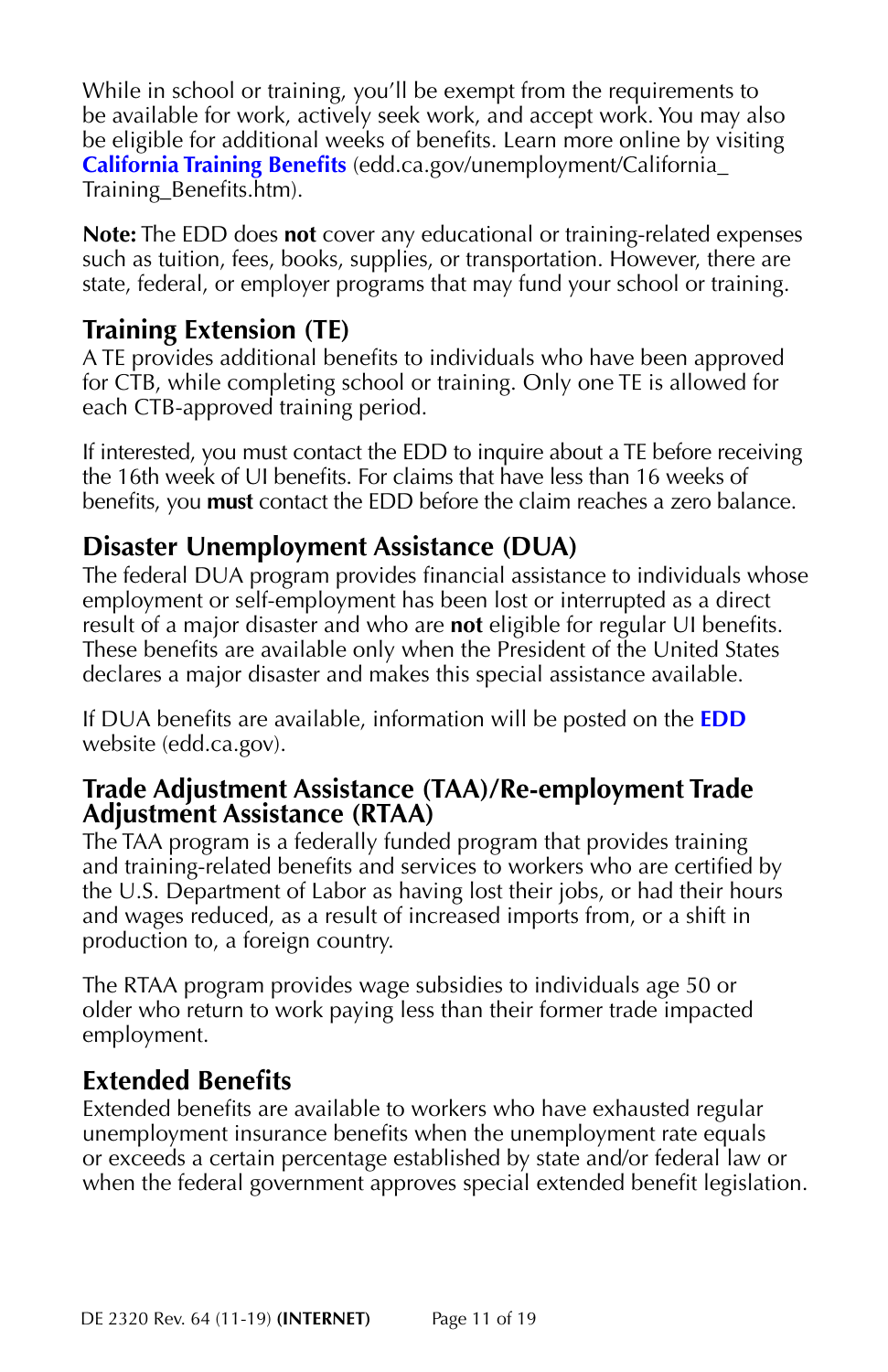While in school or training, you'll be exempt from the requirements to be available for work, actively seek work, and accept work. You may also be eligible for additional weeks of benefits. Learn more online by visiting **California Training Benefits** (edd.ca.gov/unemployment/California_Training_Benefits.htm).

**Note:** The EDD does **not** cover any educational or training-related expenses such as tuition, fees, books, supplies, or transportation. However, there are state, federal, or employer programs that may fund your school or training.

## Training Extension (TE)

A TE provides additional benefits to individuals who have been approved for CTB, while completing school or training. Only one TE is allowed for each CTB-approved training period.

If interested, you must contact the EDD to inquire about a TE before receiving the 16th week of UI benefits. For claims that have less than 16 weeks of benefits, you **must** contact the EDD before the claim reaches a zero balance.

## Disaster Unemployment Assistance (DUA)

The federal DUA program provides financial assistance to individuals whose employment or self-employment has been lost or interrupted as a direct result of a major disaster and who are **not** eligible for regular UI benefits. These benefits are available only when the President of the United States declares a major disaster and makes this special assistance available.

If DUA benefits are available, information will be posted on the **EDD** website (edd.ca.gov).

## Trade Adjustment Assistance (TAA)/Re-employment Trade Adjustment Assistance (RTAA)

The TAA program is a federally funded program that provides training and training-related benefits and services to workers who are certified by the U.S. Department of Labor as having lost their jobs, or had their hours and wages reduced, as a result of increased imports from, or a shift in production to, a foreign country.

The RTAA program provides wage subsidies to individuals age 50 or older who return to work paying less than their former trade impacted employment.

## Extended Benefits

Extended benefits are available to workers who have exhausted regular unemployment insurance benefits when the unemployment rate equals or exceeds a certain percentage established by state and/or federal law or when the federal government approves special extended benefit legislation.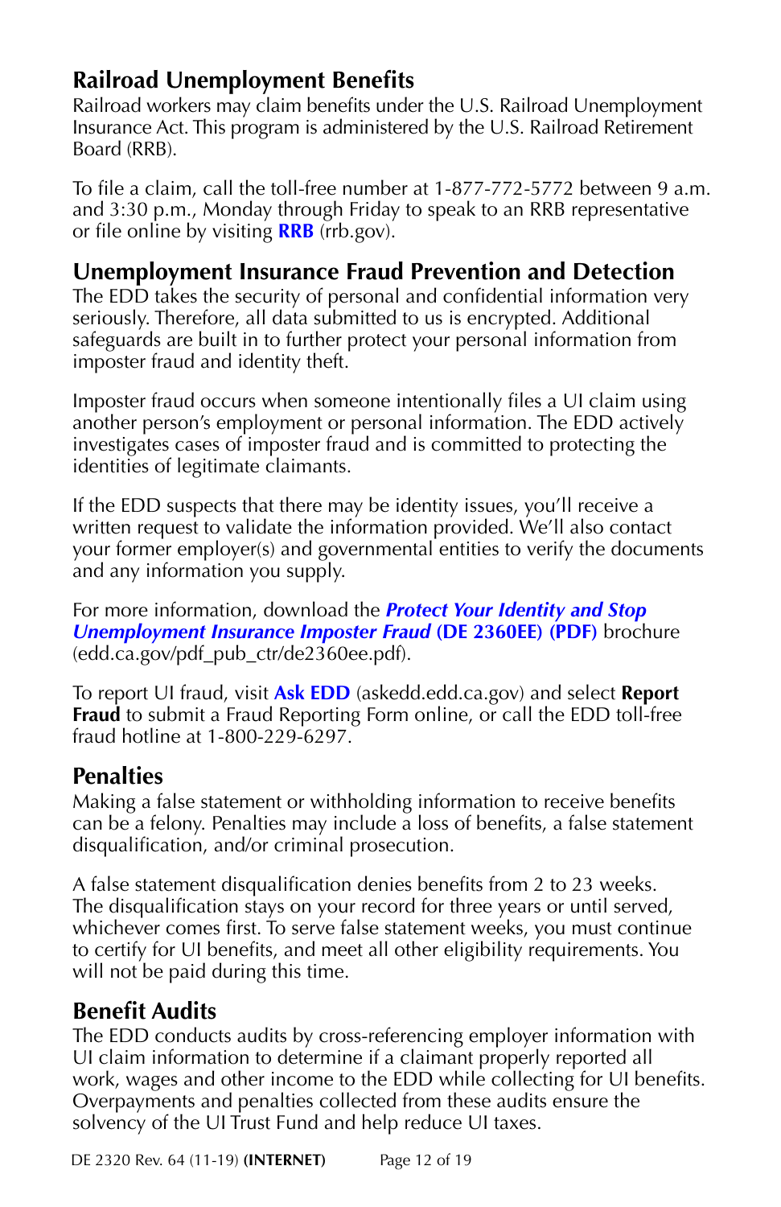## Railroad Unemployment Benefits

Railroad workers may claim benefits under the U.S. Railroad Unemployment Insurance Act. This program is administered by the U.S. Railroad Retirement Board (RRB).

To file a claim, call the toll-free number at 1-877-772-5772 between 9 a.m. and 3:30 p.m., Monday through Friday to speak to an RRB representative or file online by visiting **RRB** (rrb.gov).

## Unemployment Insurance Fraud Prevention and Detection

The EDD takes the security of personal and confidential information very seriously. Therefore, all data submitted to us is encrypted. Additional safeguards are built in to further protect your personal information from imposter fraud and identity theft.

Imposter fraud occurs when someone intentionally files a UI claim using another person's employment or personal information. The EDD actively investigates cases of imposter fraud and is committed to protecting the identities of legitimate claimants.

If the EDD suspects that there may be identity issues, you'll receive a written request to validate the information provided. We'll also contact your former employer(s) and governmental entities to verify the documents and any information you supply.

For more information, download the ***Protect Your Identity and Stop Unemployment Insurance Imposter Fraud* (DE 2360EE) (PDF)** brochure (edd.ca.gov/pdf_pub_ctr/de2360ee.pdf).

To report UI fraud, visit **Ask EDD** (askedd.edd.ca.gov) and select **Report Fraud** to submit a Fraud Reporting Form online, or call the EDD toll-free fraud hotline at 1-800-229-6297.

## Penalties

Making a false statement or withholding information to receive benefits can be a felony. Penalties may include a loss of benefits, a false statement disqualification, and/or criminal prosecution.

A false statement disqualification denies benefits from 2 to 23 weeks. The disqualification stays on your record for three years or until served, whichever comes first. To serve false statement weeks, you must continue to certify for UI benefits, and meet all other eligibility requirements. You will not be paid during this time.

## Benefit Audits

The EDD conducts audits by cross-referencing employer information with UI claim information to determine if a claimant properly reported all work, wages and other income to the EDD while collecting for UI benefits. Overpayments and penalties collected from these audits ensure the solvency of the UI Trust Fund and help reduce UI taxes.

DE 2320 Rev. 64 (11-19) **(INTERNET)**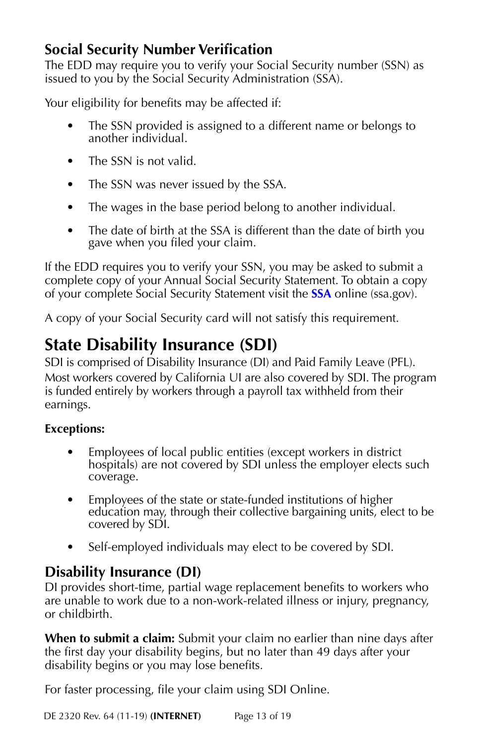### Social Security Number Verification

The EDD may require you to verify your Social Security number (SSN) as issued to you by the Social Security Administration (SSA).

Your eligibility for benefits may be affected if:

- The SSN provided is assigned to a different name or belongs to another individual.
- The SSN is not valid.
- The SSN was never issued by the SSA.
- The wages in the base period belong to another individual.
- The date of birth at the SSA is different than the date of birth you gave when you filed your claim.

If the EDD requires you to verify your SSN, you may be asked to submit a complete copy of your Annual Social Security Statement. To obtain a copy of your complete Social Security Statement visit the **SSA** online (ssa.gov).

A copy of your Social Security card will not satisfy this requirement.

## State Disability Insurance (SDI)

SDI is comprised of Disability Insurance (DI) and Paid Family Leave (PFL). Most workers covered by California UI are also covered by SDI. The program is funded entirely by workers through a payroll tax withheld from their earnings.

**Exceptions:**

- Employees of local public entities (except workers in district hospitals) are not covered by SDI unless the employer elects such coverage.
- Employees of the state or state-funded institutions of higher education may, through their collective bargaining units, elect to be covered by SDI.
- Self-employed individuals may elect to be covered by SDI.

### Disability Insurance (DI)

DI provides short-time, partial wage replacement benefits to workers who are unable to work due to a non-work-related illness or injury, pregnancy, or childbirth.

**When to submit a claim:** Submit your claim no earlier than nine days after the first day your disability begins, but no later than 49 days after your disability begins or you may lose benefits.

For faster processing, file your claim using SDI Online.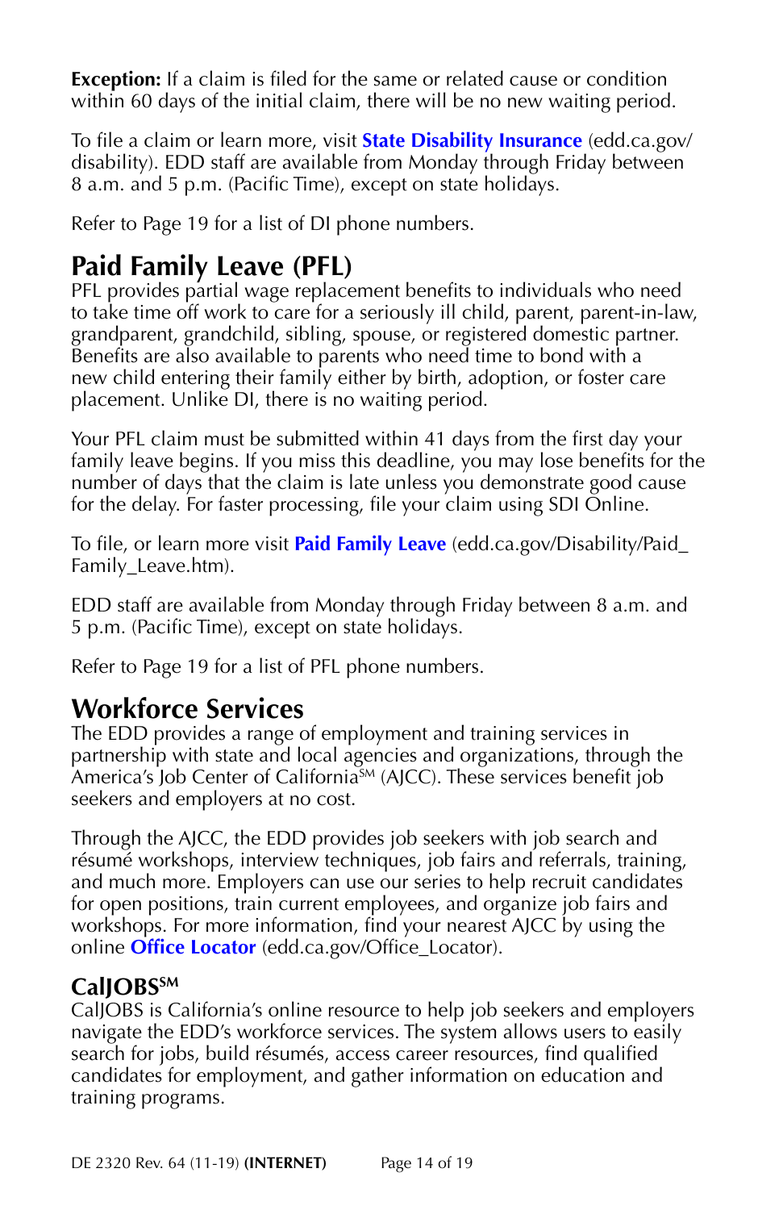**Exception:** If a claim is filed for the same or related cause or condition within 60 days of the initial claim, there will be no new waiting period.

To file a claim or learn more, visit **State Disability Insurance** (edd.ca.gov/disability). EDD staff are available from Monday through Friday between 8 a.m. and 5 p.m. (Pacific Time), except on state holidays.

Refer to Page 19 for a list of DI phone numbers.

## Paid Family Leave (PFL)

PFL provides partial wage replacement benefits to individuals who need to take time off work to care for a seriously ill child, parent, parent-in-law, grandparent, grandchild, sibling, spouse, or registered domestic partner. Benefits are also available to parents who need time to bond with a new child entering their family either by birth, adoption, or foster care placement. Unlike DI, there is no waiting period.

Your PFL claim must be submitted within 41 days from the first day your family leave begins. If you miss this deadline, you may lose benefits for the number of days that the claim is late unless you demonstrate good cause for the delay. For faster processing, file your claim using SDI Online.

To file, or learn more visit **Paid Family Leave** (edd.ca.gov/Disability/Paid_Family_Leave.htm).

EDD staff are available from Monday through Friday between 8 a.m. and 5 p.m. (Pacific Time), except on state holidays.

Refer to Page 19 for a list of PFL phone numbers.

## Workforce Services

The EDD provides a range of employment and training services in partnership with state and local agencies and organizations, through the America's Job Center of California℠ (AJCC). These services benefit job seekers and employers at no cost.

Through the AJCC, the EDD provides job seekers with job search and résumé workshops, interview techniques, job fairs and referrals, training, and much more. Employers can use our series to help recruit candidates for open positions, train current employees, and organize job fairs and workshops. For more information, find your nearest AJCC by using the online **Office Locator** (edd.ca.gov/Office_Locator).

### CalJOBS℠

CalJOBS is California's online resource to help job seekers and employers navigate the EDD's workforce services. The system allows users to easily search for jobs, build résumés, access career resources, find qualified candidates for employment, and gather information on education and training programs.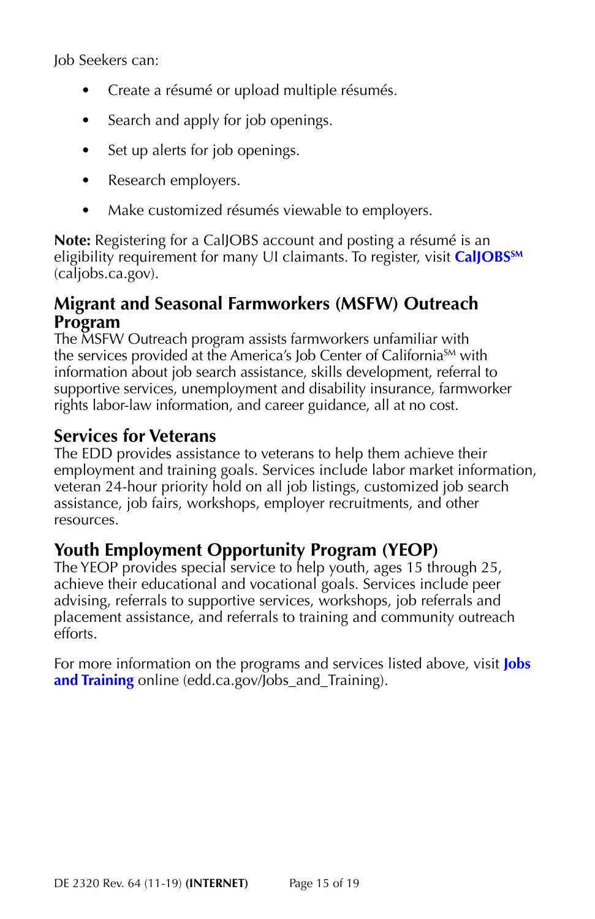Job Seekers can:

- Create a résumé or upload multiple résumés.
- Search and apply for job openings.
- Set up alerts for job openings.
- Research employers.
- Make customized résumés viewable to employers.

**Note:** Registering for a CalJOBS account and posting a résumé is an eligibility requirement for many UI claimants. To register, visit **CalJOBS**SM (caljobs.ca.gov).

## Migrant and Seasonal Farmworkers (MSFW) Outreach Program

The MSFW Outreach program assists farmworkers unfamiliar with the services provided at the America's Job Center of CaliforniaSM with information about job search assistance, skills development, referral to supportive services, unemployment and disability insurance, farmworker rights labor-law information, and career guidance, all at no cost.

## Services for Veterans

The EDD provides assistance to veterans to help them achieve their employment and training goals. Services include labor market information, veteran 24-hour priority hold on all job listings, customized job search assistance, job fairs, workshops, employer recruitments, and other resources.

## Youth Employment Opportunity Program (YEOP)

The YEOP provides special service to help youth, ages 15 through 25, achieve their educational and vocational goals. Services include peer advising, referrals to supportive services, workshops, job referrals and placement assistance, and referrals to training and community outreach efforts.

For more information on the programs and services listed above, visit **Jobs and Training** online (edd.ca.gov/Jobs_and_Training).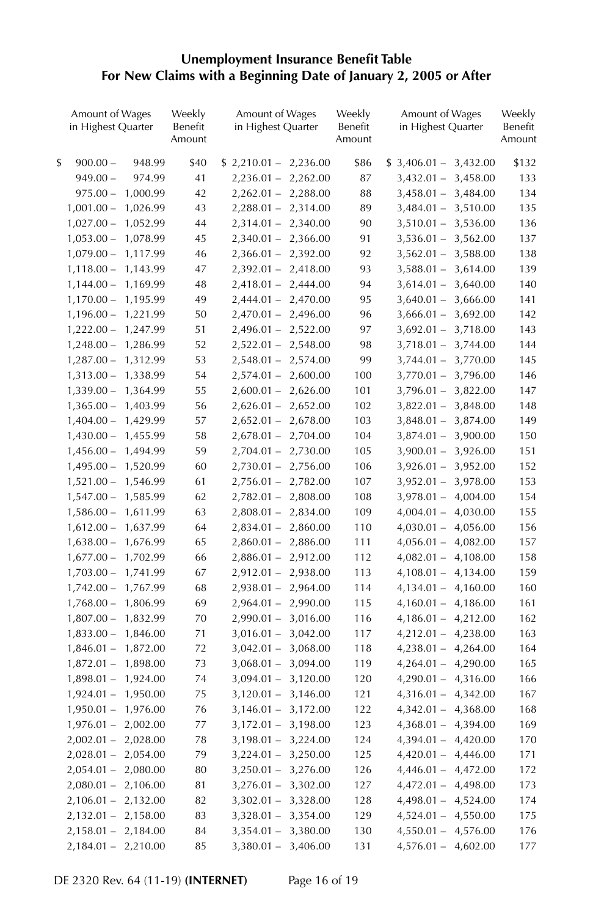## Unemployment Insurance Benefit Table
## For New Claims with a Beginning Date of January 2, 2005 or After

| Amount of Wages in Highest Quarter | Weekly Benefit Amount | Amount of Wages in Highest Quarter | Weekly Benefit Amount | Amount of Wages in Highest Quarter | Weekly Benefit Amount |
|---|---|---|---|---|---|
| $ 900.00 – 948.99 | $40 | $ 2,210.01 – 2,236.00 | $86 | $ 3,406.01 – 3,432.00 | $132 |
| 949.00 – 974.99 | 41 | 2,236.01 – 2,262.00 | 87 | 3,432.01 – 3,458.00 | 133 |
| 975.00 – 1,000.99 | 42 | 2,262.01 – 2,288.00 | 88 | 3,458.01 – 3,484.00 | 134 |
| 1,001.00 – 1,026.99 | 43 | 2,288.01 – 2,314.00 | 89 | 3,484.01 – 3,510.00 | 135 |
| 1,027.00 – 1,052.99 | 44 | 2,314.01 – 2,340.00 | 90 | 3,510.01 – 3,536.00 | 136 |
| 1,053.00 – 1,078.99 | 45 | 2,340.01 – 2,366.00 | 91 | 3,536.01 – 3,562.00 | 137 |
| 1,079.00 – 1,117.99 | 46 | 2,366.01 – 2,392.00 | 92 | 3,562.01 – 3,588.00 | 138 |
| 1,118.00 – 1,143.99 | 47 | 2,392.01 – 2,418.00 | 93 | 3,588.01 – 3,614.00 | 139 |
| 1,144.00 – 1,169.99 | 48 | 2,418.01 – 2,444.00 | 94 | 3,614.01 – 3,640.00 | 140 |
| 1,170.00 – 1,195.99 | 49 | 2,444.01 – 2,470.00 | 95 | 3,640.01 – 3,666.00 | 141 |
| 1,196.00 – 1,221.99 | 50 | 2,470.01 – 2,496.00 | 96 | 3,666.01 – 3,692.00 | 142 |
| 1,222.00 – 1,247.99 | 51 | 2,496.01 – 2,522.00 | 97 | 3,692.01 – 3,718.00 | 143 |
| 1,248.00 – 1,286.99 | 52 | 2,522.01 – 2,548.00 | 98 | 3,718.01 – 3,744.00 | 144 |
| 1,287.00 – 1,312.99 | 53 | 2,548.01 – 2,574.00 | 99 | 3,744.01 – 3,770.00 | 145 |
| 1,313.00 – 1,338.99 | 54 | 2,574.01 – 2,600.00 | 100 | 3,770.01 – 3,796.00 | 146 |
| 1,339.00 – 1,364.99 | 55 | 2,600.01 – 2,626.00 | 101 | 3,796.01 – 3,822.00 | 147 |
| 1,365.00 – 1,403.99 | 56 | 2,626.01 – 2,652.00 | 102 | 3,822.01 – 3,848.00 | 148 |
| 1,404.00 – 1,429.99 | 57 | 2,652.01 – 2,678.00 | 103 | 3,848.01 – 3,874.00 | 149 |
| 1,430.00 – 1,455.99 | 58 | 2,678.01 – 2,704.00 | 104 | 3,874.01 – 3,900.00 | 150 |
| 1,456.00 – 1,494.99 | 59 | 2,704.01 – 2,730.00 | 105 | 3,900.01 – 3,926.00 | 151 |
| 1,495.00 – 1,520.99 | 60 | 2,730.01 – 2,756.00 | 106 | 3,926.01 – 3,952.00 | 152 |
| 1,521.00 – 1,546.99 | 61 | 2,756.01 – 2,782.00 | 107 | 3,952.01 – 3,978.00 | 153 |
| 1,547.00 – 1,585.99 | 62 | 2,782.01 – 2,808.00 | 108 | 3,978.01 – 4,004.00 | 154 |
| 1,586.00 – 1,611.99 | 63 | 2,808.01 – 2,834.00 | 109 | 4,004.01 – 4,030.00 | 155 |
| 1,612.00 – 1,637.99 | 64 | 2,834.01 – 2,860.00 | 110 | 4,030.01 – 4,056.00 | 156 |
| 1,638.00 – 1,676.99 | 65 | 2,860.01 – 2,886.00 | 111 | 4,056.01 – 4,082.00 | 157 |
| 1,677.00 – 1,702.99 | 66 | 2,886.01 – 2,912.00 | 112 | 4,082.01 – 4,108.00 | 158 |
| 1,703.00 – 1,741.99 | 67 | 2,912.01 – 2,938.00 | 113 | 4,108.01 – 4,134.00 | 159 |
| 1,742.00 – 1,767.99 | 68 | 2,938.01 – 2,964.00 | 114 | 4,134.01 – 4,160.00 | 160 |
| 1,768.00 – 1,806.99 | 69 | 2,964.01 – 2,990.00 | 115 | 4,160.01 – 4,186.00 | 161 |
| 1,807.00 – 1,832.99 | 70 | 2,990.01 – 3,016.00 | 116 | 4,186.01 – 4,212.00 | 162 |
| 1,833.00 – 1,846.00 | 71 | 3,016.01 – 3,042.00 | 117 | 4,212.01 – 4,238.00 | 163 |
| 1,846.01 – 1,872.00 | 72 | 3,042.01 – 3,068.00 | 118 | 4,238.01 – 4,264.00 | 164 |
| 1,872.01 – 1,898.00 | 73 | 3,068.01 – 3,094.00 | 119 | 4,264.01 – 4,290.00 | 165 |
| 1,898.01 – 1,924.00 | 74 | 3,094.01 – 3,120.00 | 120 | 4,290.01 – 4,316.00 | 166 |
| 1,924.01 – 1,950.00 | 75 | 3,120.01 – 3,146.00 | 121 | 4,316.01 – 4,342.00 | 167 |
| 1,950.01 – 1,976.00 | 76 | 3,146.01 – 3,172.00 | 122 | 4,342.01 – 4,368.00 | 168 |
| 1,976.01 – 2,002.00 | 77 | 3,172.01 – 3,198.00 | 123 | 4,368.01 – 4,394.00 | 169 |
| 2,002.01 – 2,028.00 | 78 | 3,198.01 – 3,224.00 | 124 | 4,394.01 – 4,420.00 | 170 |
| 2,028.01 – 2,054.00 | 79 | 3,224.01 – 3,250.00 | 125 | 4,420.01 – 4,446.00 | 171 |
| 2,054.01 – 2,080.00 | 80 | 3,250.01 – 3,276.00 | 126 | 4,446.01 – 4,472.00 | 172 |
| 2,080.01 – 2,106.00 | 81 | 3,276.01 – 3,302.00 | 127 | 4,472.01 – 4,498.00 | 173 |
| 2,106.01 – 2,132.00 | 82 | 3,302.01 – 3,328.00 | 128 | 4,498.01 – 4,524.00 | 174 |
| 2,132.01 – 2,158.00 | 83 | 3,328.01 – 3,354.00 | 129 | 4,524.01 – 4,550.00 | 175 |
| 2,158.01 – 2,184.00 | 84 | 3,354.01 – 3,380.00 | 130 | 4,550.01 – 4,576.00 | 176 |
| 2,184.01 – 2,210.00 | 85 | 3,380.01 – 3,406.00 | 131 | 4,576.01 – 4,602.00 | 177 |

DE 2320 Rev. 64 (11-19) **(INTERNET)**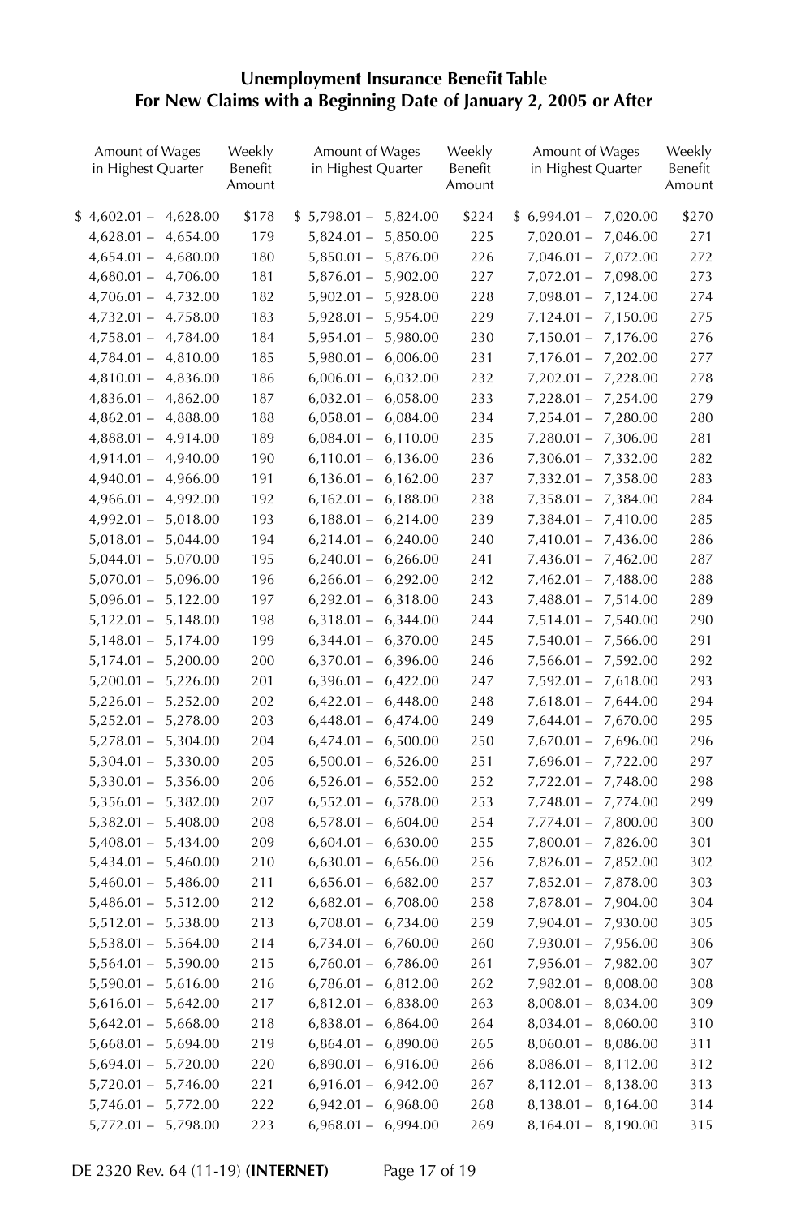## Unemployment Insurance Benefit Table
## For New Claims with a Beginning Date of January 2, 2005 or After

| Amount of Wages in Highest Quarter | Weekly Benefit Amount | Amount of Wages in Highest Quarter | Weekly Benefit Amount | Amount of Wages in Highest Quarter | Weekly Benefit Amount |
|---|---|---|---|---|---|
| $ 4,602.01 – 4,628.00 | $178 | $ 5,798.01 – 5,824.00 | $224 | $ 6,994.01 – 7,020.00 | $270 |
| 4,628.01 – 4,654.00 | 179 | 5,824.01 – 5,850.00 | 225 | 7,020.01 – 7,046.00 | 271 |
| 4,654.01 – 4,680.00 | 180 | 5,850.01 – 5,876.00 | 226 | 7,046.01 – 7,072.00 | 272 |
| 4,680.01 – 4,706.00 | 181 | 5,876.01 – 5,902.00 | 227 | 7,072.01 – 7,098.00 | 273 |
| 4,706.01 – 4,732.00 | 182 | 5,902.01 – 5,928.00 | 228 | 7,098.01 – 7,124.00 | 274 |
| 4,732.01 – 4,758.00 | 183 | 5,928.01 – 5,954.00 | 229 | 7,124.01 – 7,150.00 | 275 |
| 4,758.01 – 4,784.00 | 184 | 5,954.01 – 5,980.00 | 230 | 7,150.01 – 7,176.00 | 276 |
| 4,784.01 – 4,810.00 | 185 | 5,980.01 – 6,006.00 | 231 | 7,176.01 – 7,202.00 | 277 |
| 4,810.01 – 4,836.00 | 186 | 6,006.01 – 6,032.00 | 232 | 7,202.01 – 7,228.00 | 278 |
| 4,836.01 – 4,862.00 | 187 | 6,032.01 – 6,058.00 | 233 | 7,228.01 – 7,254.00 | 279 |
| 4,862.01 – 4,888.00 | 188 | 6,058.01 – 6,084.00 | 234 | 7,254.01 – 7,280.00 | 280 |
| 4,888.01 – 4,914.00 | 189 | 6,084.01 – 6,110.00 | 235 | 7,280.01 – 7,306.00 | 281 |
| 4,914.01 – 4,940.00 | 190 | 6,110.01 – 6,136.00 | 236 | 7,306.01 – 7,332.00 | 282 |
| 4,940.01 – 4,966.00 | 191 | 6,136.01 – 6,162.00 | 237 | 7,332.01 – 7,358.00 | 283 |
| 4,966.01 – 4,992.00 | 192 | 6,162.01 – 6,188.00 | 238 | 7,358.01 – 7,384.00 | 284 |
| 4,992.01 – 5,018.00 | 193 | 6,188.01 – 6,214.00 | 239 | 7,384.01 – 7,410.00 | 285 |
| 5,018.01 – 5,044.00 | 194 | 6,214.01 – 6,240.00 | 240 | 7,410.01 – 7,436.00 | 286 |
| 5,044.01 – 5,070.00 | 195 | 6,240.01 – 6,266.00 | 241 | 7,436.01 – 7,462.00 | 287 |
| 5,070.01 – 5,096.00 | 196 | 6,266.01 – 6,292.00 | 242 | 7,462.01 – 7,488.00 | 288 |
| 5,096.01 – 5,122.00 | 197 | 6,292.01 – 6,318.00 | 243 | 7,488.01 – 7,514.00 | 289 |
| 5,122.01 – 5,148.00 | 198 | 6,318.01 – 6,344.00 | 244 | 7,514.01 – 7,540.00 | 290 |
| 5,148.01 – 5,174.00 | 199 | 6,344.01 – 6,370.00 | 245 | 7,540.01 – 7,566.00 | 291 |
| 5,174.01 – 5,200.00 | 200 | 6,370.01 – 6,396.00 | 246 | 7,566.01 – 7,592.00 | 292 |
| 5,200.01 – 5,226.00 | 201 | 6,396.01 – 6,422.00 | 247 | 7,592.01 – 7,618.00 | 293 |
| 5,226.01 – 5,252.00 | 202 | 6,422.01 – 6,448.00 | 248 | 7,618.01 – 7,644.00 | 294 |
| 5,252.01 – 5,278.00 | 203 | 6,448.01 – 6,474.00 | 249 | 7,644.01 – 7,670.00 | 295 |
| 5,278.01 – 5,304.00 | 204 | 6,474.01 – 6,500.00 | 250 | 7,670.01 – 7,696.00 | 296 |
| 5,304.01 – 5,330.00 | 205 | 6,500.01 – 6,526.00 | 251 | 7,696.01 – 7,722.00 | 297 |
| 5,330.01 – 5,356.00 | 206 | 6,526.01 – 6,552.00 | 252 | 7,722.01 – 7,748.00 | 298 |
| 5,356.01 – 5,382.00 | 207 | 6,552.01 – 6,578.00 | 253 | 7,748.01 – 7,774.00 | 299 |
| 5,382.01 – 5,408.00 | 208 | 6,578.01 – 6,604.00 | 254 | 7,774.01 – 7,800.00 | 300 |
| 5,408.01 – 5,434.00 | 209 | 6,604.01 – 6,630.00 | 255 | 7,800.01 – 7,826.00 | 301 |
| 5,434.01 – 5,460.00 | 210 | 6,630.01 – 6,656.00 | 256 | 7,826.01 – 7,852.00 | 302 |
| 5,460.01 – 5,486.00 | 211 | 6,656.01 – 6,682.00 | 257 | 7,852.01 – 7,878.00 | 303 |
| 5,486.01 – 5,512.00 | 212 | 6,682.01 – 6,708.00 | 258 | 7,878.01 – 7,904.00 | 304 |
| 5,512.01 – 5,538.00 | 213 | 6,708.01 – 6,734.00 | 259 | 7,904.01 – 7,930.00 | 305 |
| 5,538.01 – 5,564.00 | 214 | 6,734.01 – 6,760.00 | 260 | 7,930.01 – 7,956.00 | 306 |
| 5,564.01 – 5,590.00 | 215 | 6,760.01 – 6,786.00 | 261 | 7,956.01 – 7,982.00 | 307 |
| 5,590.01 – 5,616.00 | 216 | 6,786.01 – 6,812.00 | 262 | 7,982.01 – 8,008.00 | 308 |
| 5,616.01 – 5,642.00 | 217 | 6,812.01 – 6,838.00 | 263 | 8,008.01 – 8,034.00 | 309 |
| 5,642.01 – 5,668.00 | 218 | 6,838.01 – 6,864.00 | 264 | 8,034.01 – 8,060.00 | 310 |
| 5,668.01 – 5,694.00 | 219 | 6,864.01 – 6,890.00 | 265 | 8,060.01 – 8,086.00 | 311 |
| 5,694.01 – 5,720.00 | 220 | 6,890.01 – 6,916.00 | 266 | 8,086.01 – 8,112.00 | 312 |
| 5,720.01 – 5,746.00 | 221 | 6,916.01 – 6,942.00 | 267 | 8,112.01 – 8,138.00 | 313 |
| 5,746.01 – 5,772.00 | 222 | 6,942.01 – 6,968.00 | 268 | 8,138.01 – 8,164.00 | 314 |
| 5,772.01 – 5,798.00 | 223 | 6,968.01 – 6,994.00 | 269 | 8,164.01 – 8,190.00 | 315 |

DE 2320 Rev. 64 (11-19) **(INTERNET)**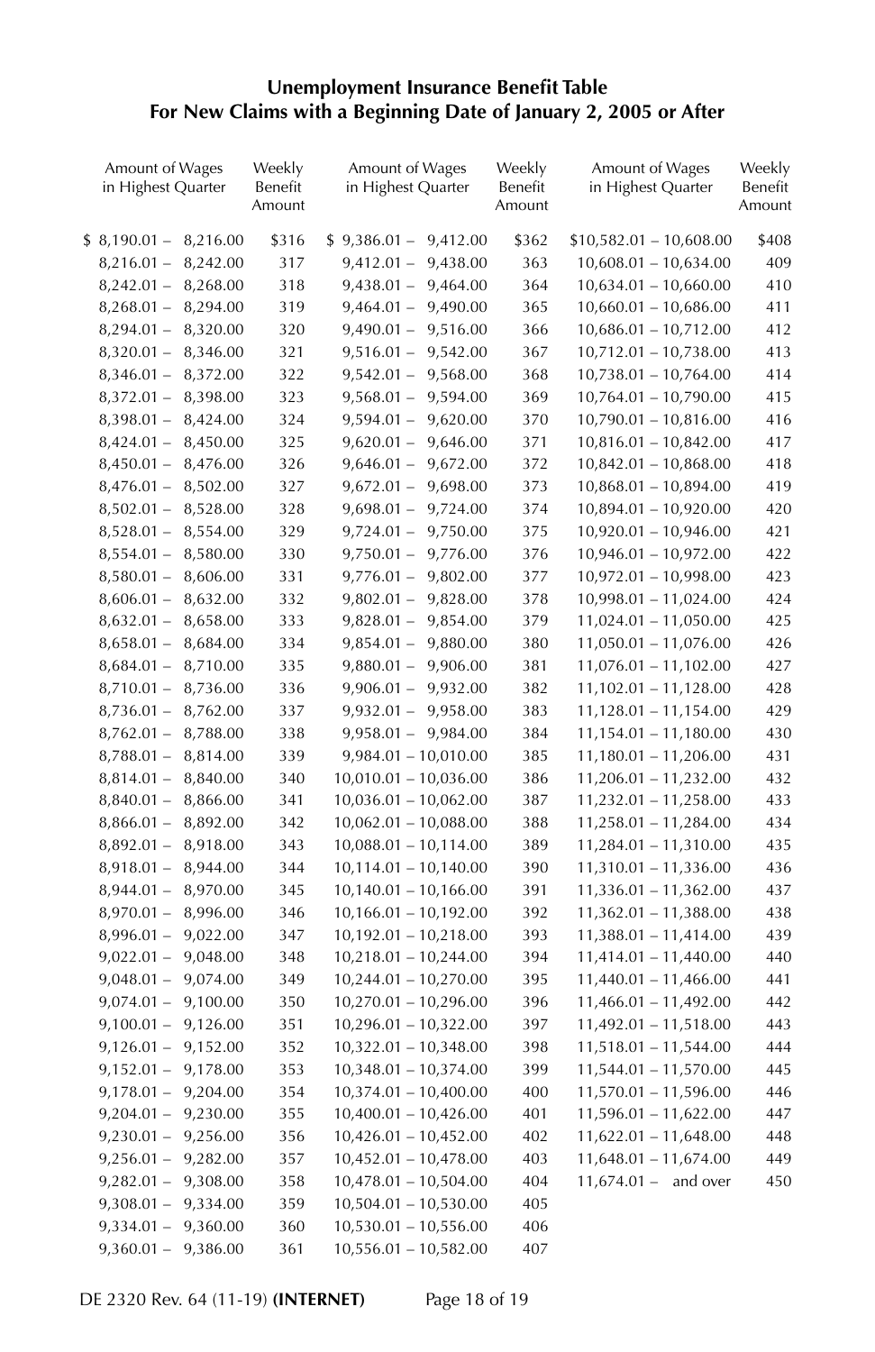## Unemployment Insurance Benefit Table
## For New Claims with a Beginning Date of January 2, 2005 or After

| Amount of Wages in Highest Quarter | Weekly Benefit Amount | Amount of Wages in Highest Quarter | Weekly Benefit Amount | Amount of Wages in Highest Quarter | Weekly Benefit Amount |
|---|---|---|---|---|---|
| $ 8,190.01 – 8,216.00 | $316 | $ 9,386.01 – 9,412.00 | $362 | $10,582.01 – 10,608.00 | $408 |
| 8,216.01 – 8,242.00 | 317 | 9,412.01 – 9,438.00 | 363 | 10,608.01 – 10,634.00 | 409 |
| 8,242.01 – 8,268.00 | 318 | 9,438.01 – 9,464.00 | 364 | 10,634.01 – 10,660.00 | 410 |
| 8,268.01 – 8,294.00 | 319 | 9,464.01 – 9,490.00 | 365 | 10,660.01 – 10,686.00 | 411 |
| 8,294.01 – 8,320.00 | 320 | 9,490.01 – 9,516.00 | 366 | 10,686.01 – 10,712.00 | 412 |
| 8,320.01 – 8,346.00 | 321 | 9,516.01 – 9,542.00 | 367 | 10,712.01 – 10,738.00 | 413 |
| 8,346.01 – 8,372.00 | 322 | 9,542.01 – 9,568.00 | 368 | 10,738.01 – 10,764.00 | 414 |
| 8,372.01 – 8,398.00 | 323 | 9,568.01 – 9,594.00 | 369 | 10,764.01 – 10,790.00 | 415 |
| 8,398.01 – 8,424.00 | 324 | 9,594.01 – 9,620.00 | 370 | 10,790.01 – 10,816.00 | 416 |
| 8,424.01 – 8,450.00 | 325 | 9,620.01 – 9,646.00 | 371 | 10,816.01 – 10,842.00 | 417 |
| 8,450.01 – 8,476.00 | 326 | 9,646.01 – 9,672.00 | 372 | 10,842.01 – 10,868.00 | 418 |
| 8,476.01 – 8,502.00 | 327 | 9,672.01 – 9,698.00 | 373 | 10,868.01 – 10,894.00 | 419 |
| 8,502.01 – 8,528.00 | 328 | 9,698.01 – 9,724.00 | 374 | 10,894.01 – 10,920.00 | 420 |
| 8,528.01 – 8,554.00 | 329 | 9,724.01 – 9,750.00 | 375 | 10,920.01 – 10,946.00 | 421 |
| 8,554.01 – 8,580.00 | 330 | 9,750.01 – 9,776.00 | 376 | 10,946.01 – 10,972.00 | 422 |
| 8,580.01 – 8,606.00 | 331 | 9,776.01 – 9,802.00 | 377 | 10,972.01 – 10,998.00 | 423 |
| 8,606.01 – 8,632.00 | 332 | 9,802.01 – 9,828.00 | 378 | 10,998.01 – 11,024.00 | 424 |
| 8,632.01 – 8,658.00 | 333 | 9,828.01 – 9,854.00 | 379 | 11,024.01 – 11,050.00 | 425 |
| 8,658.01 – 8,684.00 | 334 | 9,854.01 – 9,880.00 | 380 | 11,050.01 – 11,076.00 | 426 |
| 8,684.01 – 8,710.00 | 335 | 9,880.01 – 9,906.00 | 381 | 11,076.01 – 11,102.00 | 427 |
| 8,710.01 – 8,736.00 | 336 | 9,906.01 – 9,932.00 | 382 | 11,102.01 – 11,128.00 | 428 |
| 8,736.01 – 8,762.00 | 337 | 9,932.01 – 9,958.00 | 383 | 11,128.01 – 11,154.00 | 429 |
| 8,762.01 – 8,788.00 | 338 | 9,958.01 – 9,984.00 | 384 | 11,154.01 – 11,180.00 | 430 |
| 8,788.01 – 8,814.00 | 339 | 9,984.01 – 10,010.00 | 385 | 11,180.01 – 11,206.00 | 431 |
| 8,814.01 – 8,840.00 | 340 | 10,010.01 – 10,036.00 | 386 | 11,206.01 – 11,232.00 | 432 |
| 8,840.01 – 8,866.00 | 341 | 10,036.01 – 10,062.00 | 387 | 11,232.01 – 11,258.00 | 433 |
| 8,866.01 – 8,892.00 | 342 | 10,062.01 – 10,088.00 | 388 | 11,258.01 – 11,284.00 | 434 |
| 8,892.01 – 8,918.00 | 343 | 10,088.01 – 10,114.00 | 389 | 11,284.01 – 11,310.00 | 435 |
| 8,918.01 – 8,944.00 | 344 | 10,114.01 – 10,140.00 | 390 | 11,310.01 – 11,336.00 | 436 |
| 8,944.01 – 8,970.00 | 345 | 10,140.01 – 10,166.00 | 391 | 11,336.01 – 11,362.00 | 437 |
| 8,970.01 – 8,996.00 | 346 | 10,166.01 – 10,192.00 | 392 | 11,362.01 – 11,388.00 | 438 |
| 8,996.01 – 9,022.00 | 347 | 10,192.01 – 10,218.00 | 393 | 11,388.01 – 11,414.00 | 439 |
| 9,022.01 – 9,048.00 | 348 | 10,218.01 – 10,244.00 | 394 | 11,414.01 – 11,440.00 | 440 |
| 9,048.01 – 9,074.00 | 349 | 10,244.01 – 10,270.00 | 395 | 11,440.01 – 11,466.00 | 441 |
| 9,074.01 – 9,100.00 | 350 | 10,270.01 – 10,296.00 | 396 | 11,466.01 – 11,492.00 | 442 |
| 9,100.01 – 9,126.00 | 351 | 10,296.01 – 10,322.00 | 397 | 11,492.01 – 11,518.00 | 443 |
| 9,126.01 – 9,152.00 | 352 | 10,322.01 – 10,348.00 | 398 | 11,518.01 – 11,544.00 | 444 |
| 9,152.01 – 9,178.00 | 353 | 10,348.01 – 10,374.00 | 399 | 11,544.01 – 11,570.00 | 445 |
| 9,178.01 – 9,204.00 | 354 | 10,374.01 – 10,400.00 | 400 | 11,570.01 – 11,596.00 | 446 |
| 9,204.01 – 9,230.00 | 355 | 10,400.01 – 10,426.00 | 401 | 11,596.01 – 11,622.00 | 447 |
| 9,230.01 – 9,256.00 | 356 | 10,426.01 – 10,452.00 | 402 | 11,622.01 – 11,648.00 | 448 |
| 9,256.01 – 9,282.00 | 357 | 10,452.01 – 10,478.00 | 403 | 11,648.01 – 11,674.00 | 449 |
| 9,282.01 – 9,308.00 | 358 | 10,478.01 – 10,504.00 | 404 | 11,674.01 – and over | 450 |
| 9,308.01 – 9,334.00 | 359 | 10,504.01 – 10,530.00 | 405 | | |
| 9,334.01 – 9,360.00 | 360 | 10,530.01 – 10,556.00 | 406 | | |
| 9,360.01 – 9,386.00 | 361 | 10,556.01 – 10,582.00 | 407 | | |

DE 2320 Rev. 64 (11-19) **(INTERNET)**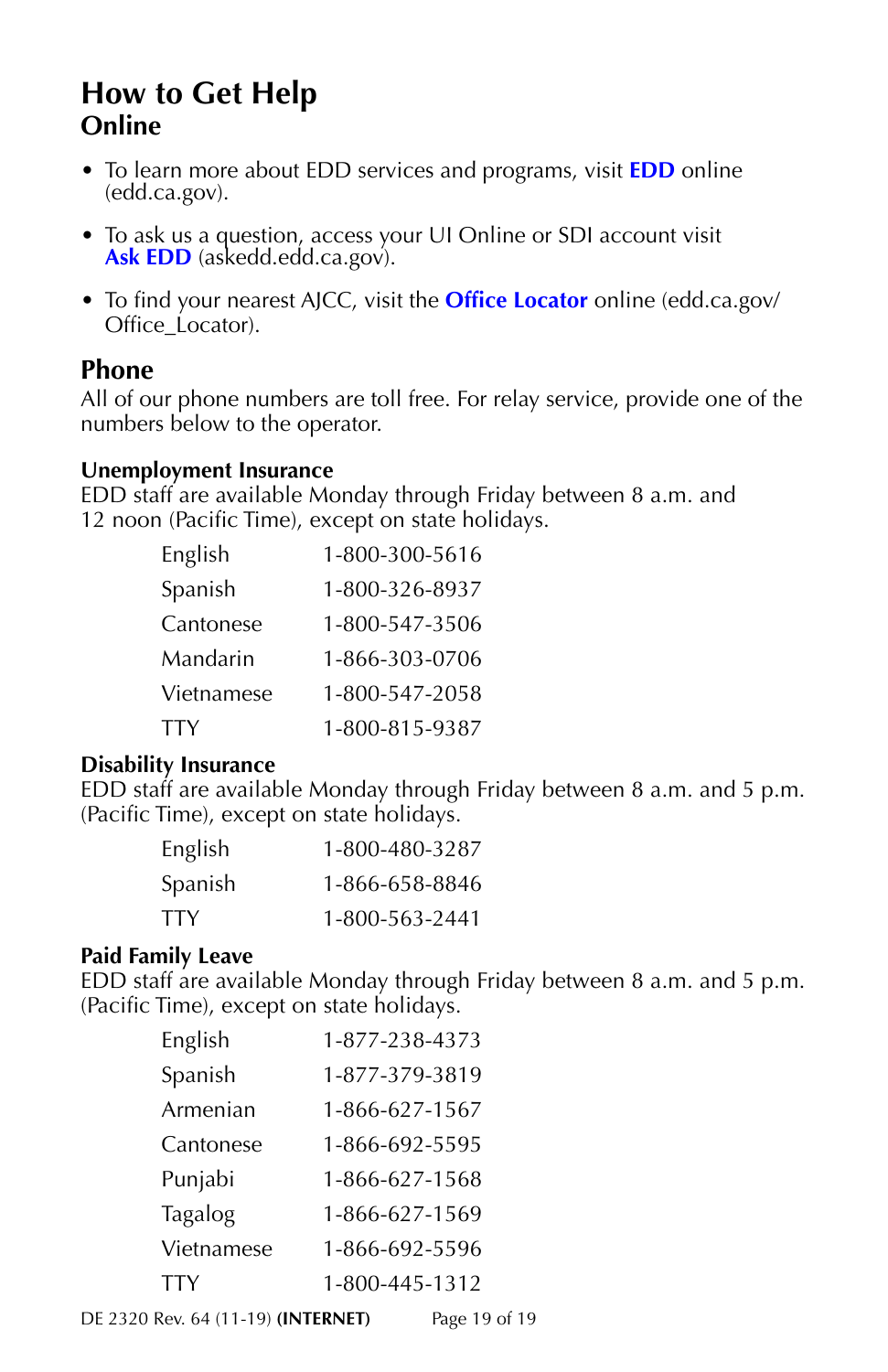# How to Get Help

## Online

- To learn more about EDD services and programs, visit **EDD** online (edd.ca.gov).
- To ask us a question, access your UI Online or SDI account visit **Ask EDD** (askedd.edd.ca.gov).
- To find your nearest AJCC, visit the **Office Locator** online (edd.ca.gov/Office_Locator).

## Phone

All of our phone numbers are toll free. For relay service, provide one of the numbers below to the operator.

### Unemployment Insurance

EDD staff are available Monday through Friday between 8 a.m. and 12 noon (Pacific Time), except on state holidays.

| | |
|---|---|
| English | 1-800-300-5616 |
| Spanish | 1-800-326-8937 |
| Cantonese | 1-800-547-3506 |
| Mandarin | 1-866-303-0706 |
| Vietnamese | 1-800-547-2058 |
| TTY | 1-800-815-9387 |

### Disability Insurance

EDD staff are available Monday through Friday between 8 a.m. and 5 p.m. (Pacific Time), except on state holidays.

| | |
|---|---|
| English | 1-800-480-3287 |
| Spanish | 1-866-658-8846 |
| TTY | 1-800-563-2441 |

### Paid Family Leave

EDD staff are available Monday through Friday between 8 a.m. and 5 p.m. (Pacific Time), except on state holidays.

| | |
|---|---|
| English | 1-877-238-4373 |
| Spanish | 1-877-379-3819 |
| Armenian | 1-866-627-1567 |
| Cantonese | 1-866-692-5595 |
| Punjabi | 1-866-627-1568 |
| Tagalog | 1-866-627-1569 |
| Vietnamese | 1-866-692-5596 |
| TTY | 1-800-445-1312 |

DE 2320 Rev. 64 (11-19) **(INTERNET)**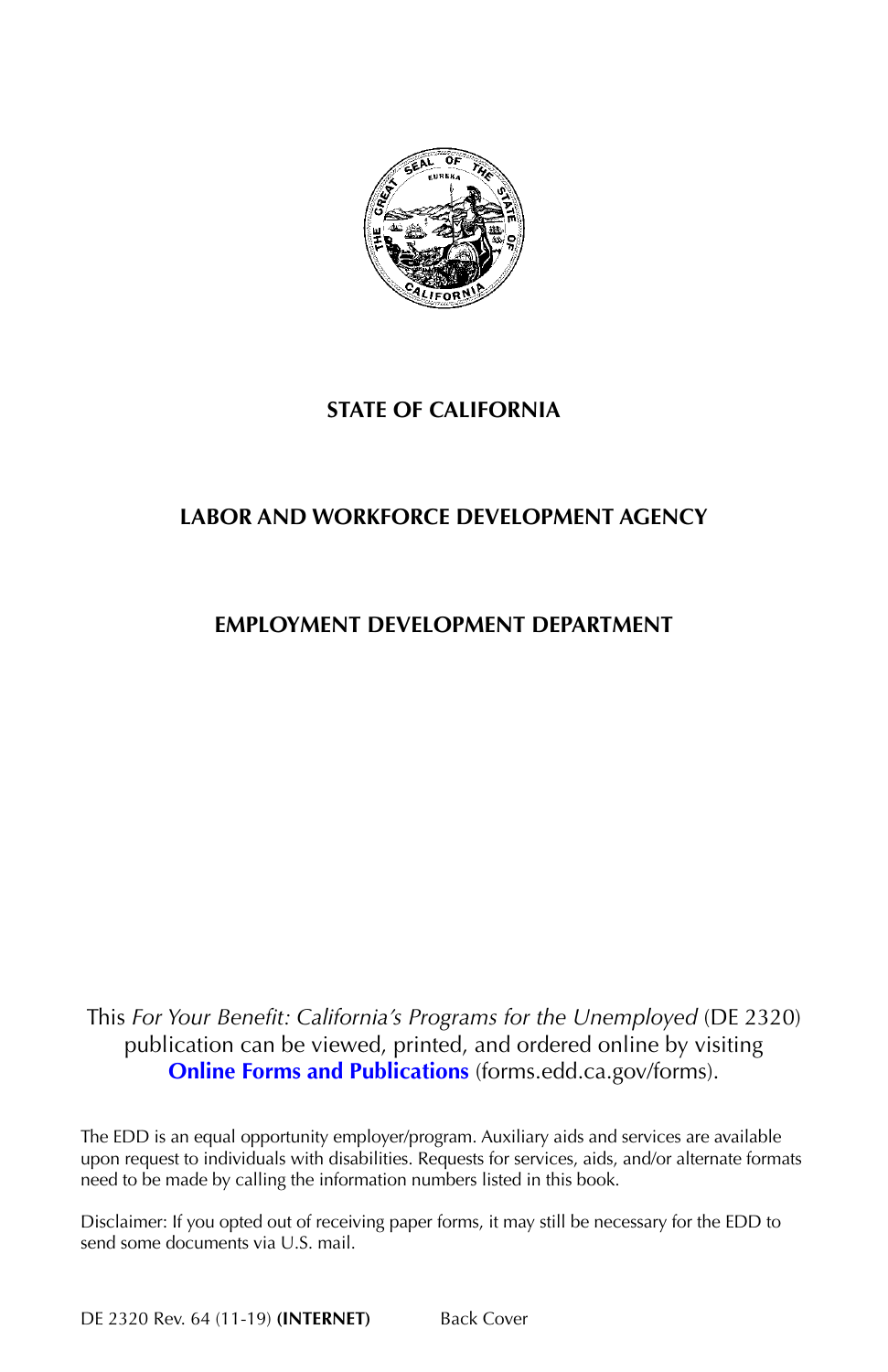**STATE OF CALIFORNIA**

**LABOR AND WORKFORCE DEVELOPMENT AGENCY**

**EMPLOYMENT DEVELOPMENT DEPARTMENT**

This *For Your Benefit: California's Programs for the Unemployed* (DE 2320) publication can be viewed, printed, and ordered online by visiting **Online Forms and Publications** (forms.edd.ca.gov/forms).

The EDD is an equal opportunity employer/program. Auxiliary aids and services are available upon request to individuals with disabilities. Requests for services, aids, and/or alternate formats need to be made by calling the information numbers listed in this book.

Disclaimer: If you opted out of receiving paper forms, it may still be necessary for the EDD to send some documents via U.S. mail.

DE 2320 Rev. 64 (11-19) **(INTERNET)** Back Cover